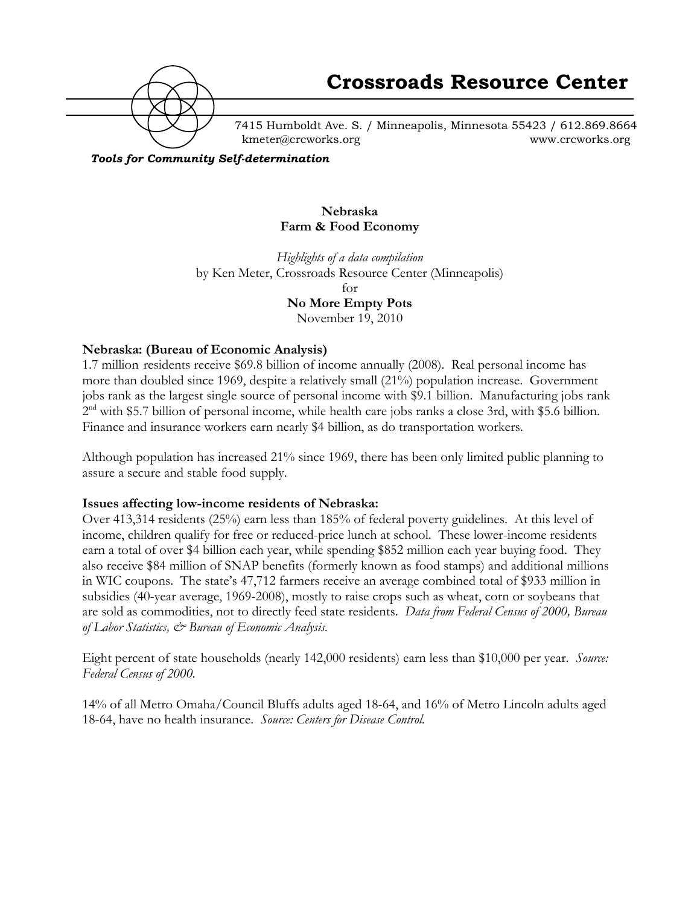# Crossroads Resource Center

7415 Humboldt Ave. S. / Minneapolis, Minnesota 55423 / 612.869.8664
kmeter@crcworks.org www.crcworks.org

***Tools for Community Self-determination***

**Nebraska**
**Farm & Food Economy**

*Highlights of a data compilation*
by Ken Meter, Crossroads Resource Center (Minneapolis)
for
**No More Empty Pots**
November 19, 2010

**Nebraska: (Bureau of Economic Analysis)**

1.7 million residents receive $69.8 billion of income annually (2008). Real personal income has more than doubled since 1969, despite a relatively small (21%) population increase. Government jobs rank as the largest single source of personal income with $9.1 billion. Manufacturing jobs rank 2nd with $5.7 billion of personal income, while health care jobs ranks a close 3rd, with $5.6 billion. Finance and insurance workers earn nearly $4 billion, as do transportation workers.

Although population has increased 21% since 1969, there has been only limited public planning to assure a secure and stable food supply.

**Issues affecting low-income residents of Nebraska:**

Over 413,314 residents (25%) earn less than 185% of federal poverty guidelines. At this level of income, children qualify for free or reduced-price lunch at school. These lower-income residents earn a total of over $4 billion each year, while spending $852 million each year buying food. They also receive $84 million of SNAP benefits (formerly known as food stamps) and additional millions in WIC coupons. The state's 47,712 farmers receive an average combined total of $933 million in subsidies (40-year average, 1969-2008), mostly to raise crops such as wheat, corn or soybeans that are sold as commodities, not to directly feed state residents. *Data from Federal Census of 2000, Bureau of Labor Statistics, & Bureau of Economic Analysis.*

Eight percent of state households (nearly 142,000 residents) earn less than $10,000 per year. *Source: Federal Census of 2000.*

14% of all Metro Omaha/Council Bluffs adults aged 18-64, and 16% of Metro Lincoln adults aged 18-64, have no health insurance. *Source: Centers for Disease Control.*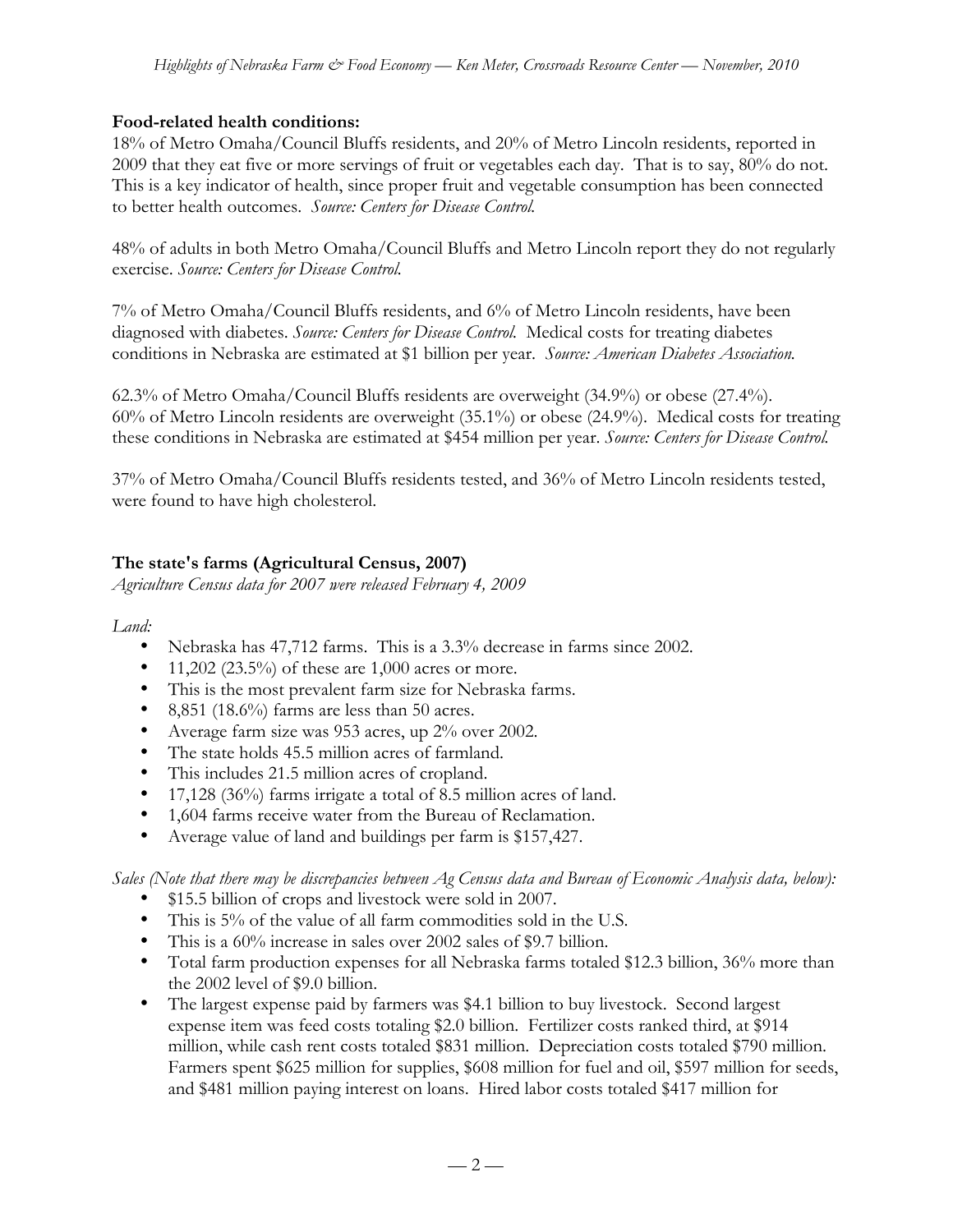**Food-related health conditions:**

18% of Metro Omaha/Council Bluffs residents, and 20% of Metro Lincoln residents, reported in 2009 that they eat five or more servings of fruit or vegetables each day. That is to say, 80% do not. This is a key indicator of health, since proper fruit and vegetable consumption has been connected to better health outcomes. *Source: Centers for Disease Control.*

48% of adults in both Metro Omaha/Council Bluffs and Metro Lincoln report they do not regularly exercise. *Source: Centers for Disease Control.*

7% of Metro Omaha/Council Bluffs residents, and 6% of Metro Lincoln residents, have been diagnosed with diabetes. *Source: Centers for Disease Control.* Medical costs for treating diabetes conditions in Nebraska are estimated at $1 billion per year. *Source: American Diabetes Association.*

62.3% of Metro Omaha/Council Bluffs residents are overweight (34.9%) or obese (27.4%). 60% of Metro Lincoln residents are overweight (35.1%) or obese (24.9%). Medical costs for treating these conditions in Nebraska are estimated at $454 million per year. *Source: Centers for Disease Control.*

37% of Metro Omaha/Council Bluffs residents tested, and 36% of Metro Lincoln residents tested, were found to have high cholesterol.

**The state's farms (Agricultural Census, 2007)**

*Agriculture Census data for 2007 were released February 4, 2009*

*Land:*

- Nebraska has 47,712 farms. This is a 3.3% decrease in farms since 2002.
- 11,202 (23.5%) of these are 1,000 acres or more.
- This is the most prevalent farm size for Nebraska farms.
- 8,851 (18.6%) farms are less than 50 acres.
- Average farm size was 953 acres, up 2% over 2002.
- The state holds 45.5 million acres of farmland.
- This includes 21.5 million acres of cropland.
- 17,128 (36%) farms irrigate a total of 8.5 million acres of land.
- 1,604 farms receive water from the Bureau of Reclamation.
- Average value of land and buildings per farm is $157,427.

*Sales (Note that there may be discrepancies between Ag Census data and Bureau of Economic Analysis data, below):*

- $15.5 billion of crops and livestock were sold in 2007.
- This is 5% of the value of all farm commodities sold in the U.S.
- This is a 60% increase in sales over 2002 sales of $9.7 billion.
- Total farm production expenses for all Nebraska farms totaled $12.3 billion, 36% more than the 2002 level of $9.0 billion.
- The largest expense paid by farmers was $4.1 billion to buy livestock. Second largest expense item was feed costs totaling $2.0 billion. Fertilizer costs ranked third, at $914 million, while cash rent costs totaled $831 million. Depreciation costs totaled $790 million. Farmers spent $625 million for supplies, $608 million for fuel and oil, $597 million for seeds, and $481 million paying interest on loans. Hired labor costs totaled $417 million for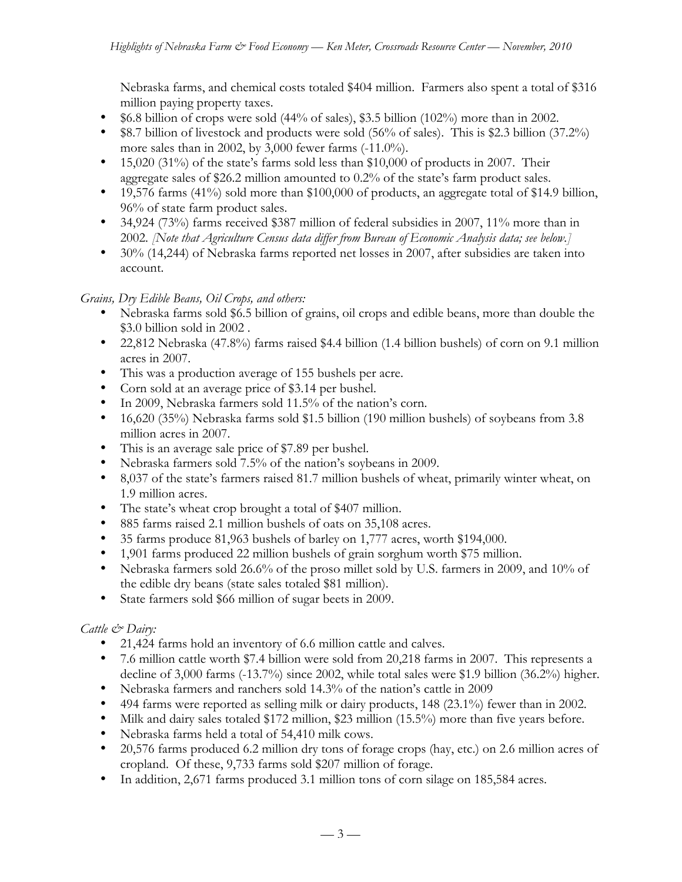Nebraska farms, and chemical costs totaled $404 million. Farmers also spent a total of $316 million paying property taxes.

- $6.8 billion of crops were sold (44% of sales), $3.5 billion (102%) more than in 2002.
- $8.7 billion of livestock and products were sold (56% of sales). This is $2.3 billion (37.2%) more sales than in 2002, by 3,000 fewer farms (-11.0%).
- 15,020 (31%) of the state's farms sold less than $10,000 of products in 2007. Their aggregate sales of $26.2 million amounted to 0.2% of the state's farm product sales.
- 19,576 farms (41%) sold more than $100,000 of products, an aggregate total of $14.9 billion, 96% of state farm product sales.
- 34,924 (73%) farms received $387 million of federal subsidies in 2007, 11% more than in 2002. *[Note that Agriculture Census data differ from Bureau of Economic Analysis data; see below.]*
- 30% (14,244) of Nebraska farms reported net losses in 2007, after subsidies are taken into account.

*Grains, Dry Edible Beans, Oil Crops, and others:*

- Nebraska farms sold $6.5 billion of grains, oil crops and edible beans, more than double the $3.0 billion sold in 2002 .
- 22,812 Nebraska (47.8%) farms raised $4.4 billion (1.4 billion bushels) of corn on 9.1 million acres in 2007.
- This was a production average of 155 bushels per acre.
- Corn sold at an average price of $3.14 per bushel.
- In 2009, Nebraska farmers sold 11.5% of the nation's corn.
- 16,620 (35%) Nebraska farms sold $1.5 billion (190 million bushels) of soybeans from 3.8 million acres in 2007.
- This is an average sale price of $7.89 per bushel.
- Nebraska farmers sold 7.5% of the nation's soybeans in 2009.
- 8,037 of the state's farmers raised 81.7 million bushels of wheat, primarily winter wheat, on 1.9 million acres.
- The state's wheat crop brought a total of $407 million.
- 885 farms raised 2.1 million bushels of oats on 35,108 acres.
- 35 farms produce 81,963 bushels of barley on 1,777 acres, worth $194,000.
- 1,901 farms produced 22 million bushels of grain sorghum worth $75 million.
- Nebraska farmers sold 26.6% of the proso millet sold by U.S. farmers in 2009, and 10% of the edible dry beans (state sales totaled $81 million).
- State farmers sold $66 million of sugar beets in 2009.

*Cattle & Dairy:*

- 21,424 farms hold an inventory of 6.6 million cattle and calves.
- 7.6 million cattle worth $7.4 billion were sold from 20,218 farms in 2007. This represents a decline of 3,000 farms (-13.7%) since 2002, while total sales were $1.9 billion (36.2%) higher.
- Nebraska farmers and ranchers sold 14.3% of the nation's cattle in 2009
- 494 farms were reported as selling milk or dairy products, 148 (23.1%) fewer than in 2002.
- Milk and dairy sales totaled $172 million, $23 million (15.5%) more than five years before.
- Nebraska farms held a total of 54,410 milk cows.
- 20,576 farms produced 6.2 million dry tons of forage crops (hay, etc.) on 2.6 million acres of cropland. Of these, 9,733 farms sold $207 million of forage.
- In addition, 2,671 farms produced 3.1 million tons of corn silage on 185,584 acres.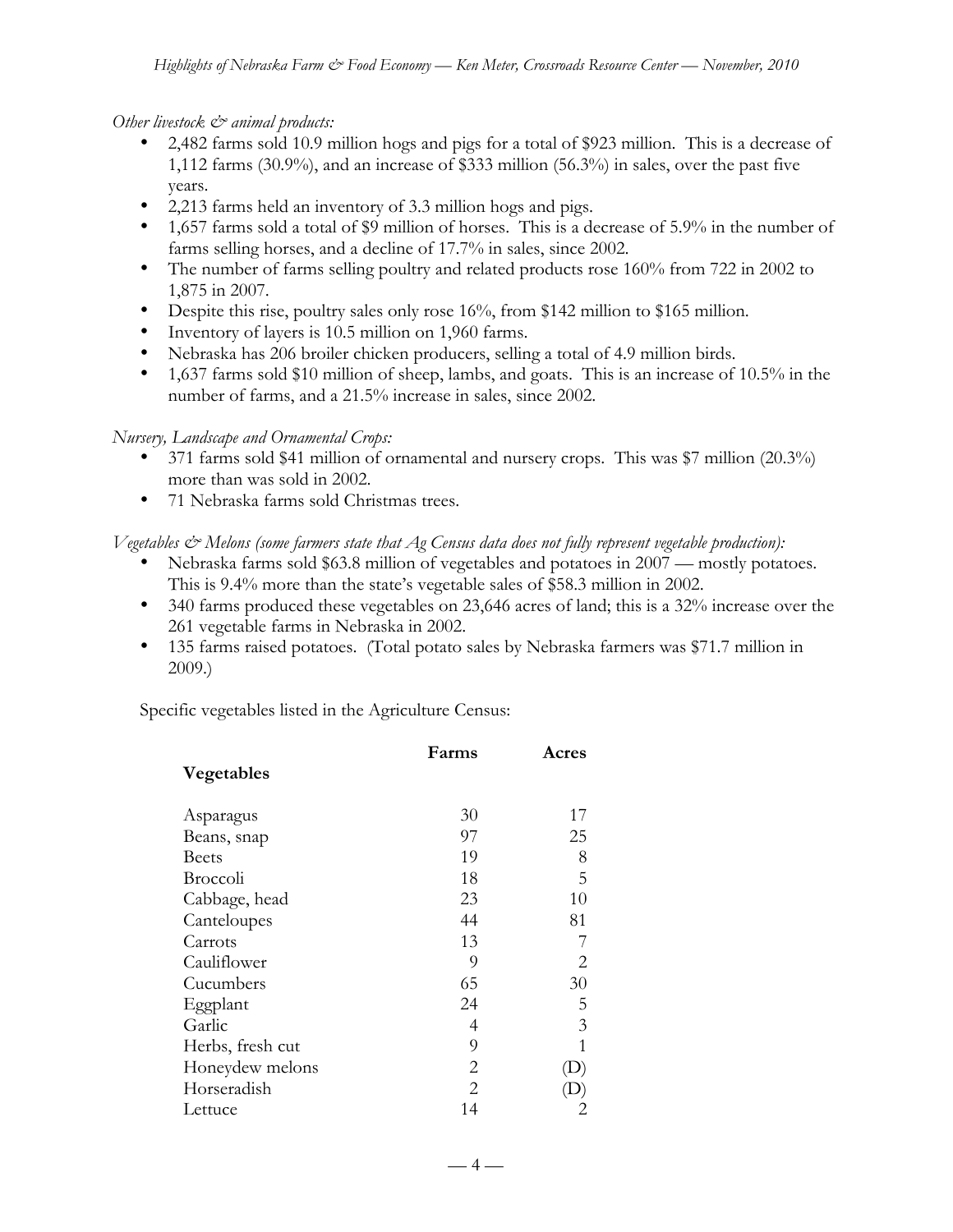*Other livestock & animal products:*

- 2,482 farms sold 10.9 million hogs and pigs for a total of $923 million. This is a decrease of 1,112 farms (30.9%), and an increase of $333 million (56.3%) in sales, over the past five years.
- 2,213 farms held an inventory of 3.3 million hogs and pigs.
- 1,657 farms sold a total of $9 million of horses. This is a decrease of 5.9% in the number of farms selling horses, and a decline of 17.7% in sales, since 2002.
- The number of farms selling poultry and related products rose 160% from 722 in 2002 to 1,875 in 2007.
- Despite this rise, poultry sales only rose 16%, from $142 million to $165 million.
- Inventory of layers is 10.5 million on 1,960 farms.
- Nebraska has 206 broiler chicken producers, selling a total of 4.9 million birds.
- 1,637 farms sold $10 million of sheep, lambs, and goats. This is an increase of 10.5% in the number of farms, and a 21.5% increase in sales, since 2002.

*Nursery, Landscape and Ornamental Crops:*

- 371 farms sold $41 million of ornamental and nursery crops. This was $7 million (20.3%) more than was sold in 2002.
- 71 Nebraska farms sold Christmas trees.

*Vegetables & Melons (some farmers state that Ag Census data does not fully represent vegetable production):*

- Nebraska farms sold $63.8 million of vegetables and potatoes in 2007 — mostly potatoes. This is 9.4% more than the state's vegetable sales of $58.3 million in 2002.
- 340 farms produced these vegetables on 23,646 acres of land; this is a 32% increase over the 261 vegetable farms in Nebraska in 2002.
- 135 farms raised potatoes. (Total potato sales by Nebraska farmers was $71.7 million in 2009.)

Specific vegetables listed in the Agriculture Census:

| **Vegetables** | **Farms** | **Acres** |
|---|---|---|
| Asparagus | 30 | 17 |
| Beans, snap | 97 | 25 |
| Beets | 19 | 8 |
| Broccoli | 18 | 5 |
| Cabbage, head | 23 | 10 |
| Canteloupes | 44 | 81 |
| Carrots | 13 | 7 |
| Cauliflower | 9 | 2 |
| Cucumbers | 65 | 30 |
| Eggplant | 24 | 5 |
| Garlic | 4 | 3 |
| Herbs, fresh cut | 9 | 1 |
| Honeydew melons | 2 | (D) |
| Horseradish | 2 | (D) |
| Lettuce | 14 | 2 |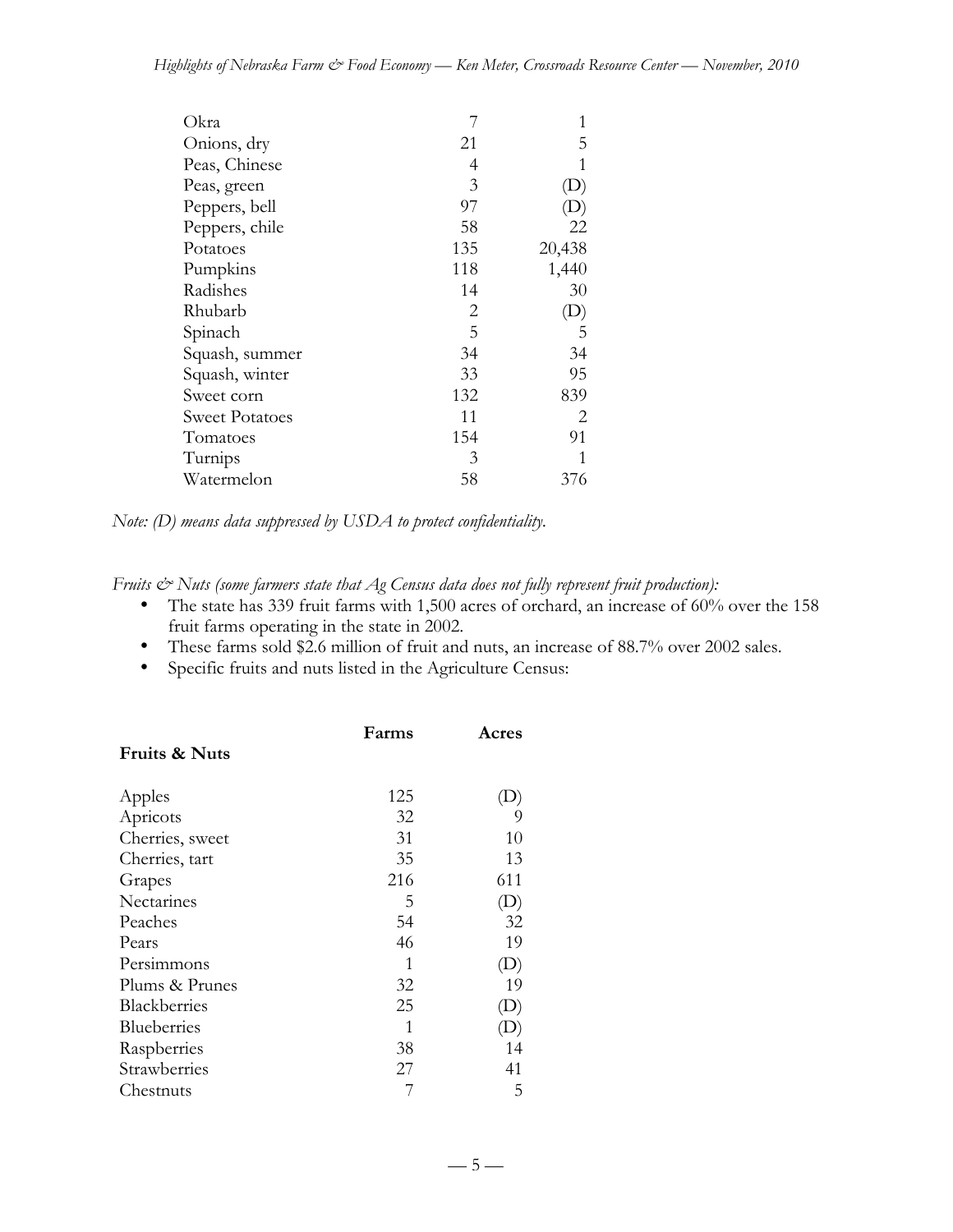| | | |
|---|---|---|
| Okra | 7 | 1 |
| Onions, dry | 21 | 5 |
| Peas, Chinese | 4 | 1 |
| Peas, green | 3 | (D) |
| Peppers, bell | 97 | (D) |
| Peppers, chile | 58 | 22 |
| Potatoes | 135 | 20,438 |
| Pumpkins | 118 | 1,440 |
| Radishes | 14 | 30 |
| Rhubarb | 2 | (D) |
| Spinach | 5 | 5 |
| Squash, summer | 34 | 34 |
| Squash, winter | 33 | 95 |
| Sweet corn | 132 | 839 |
| Sweet Potatoes | 11 | 2 |
| Tomatoes | 154 | 91 |
| Turnips | 3 | 1 |
| Watermelon | 58 | 376 |

*Note: (D) means data suppressed by USDA to protect confidentiality.*

*Fruits & Nuts (some farmers state that Ag Census data does not fully represent fruit production):*

- The state has 339 fruit farms with 1,500 acres of orchard, an increase of 60% over the 158 fruit farms operating in the state in 2002.
- These farms sold $2.6 million of fruit and nuts, an increase of 88.7% over 2002 sales.
- Specific fruits and nuts listed in the Agriculture Census:

| **Fruits & Nuts** | **Farms** | **Acres** |
|---|---|---|
| Apples | 125 | (D) |
| Apricots | 32 | 9 |
| Cherries, sweet | 31 | 10 |
| Cherries, tart | 35 | 13 |
| Grapes | 216 | 611 |
| Nectarines | 5 | (D) |
| Peaches | 54 | 32 |
| Pears | 46 | 19 |
| Persimmons | 1 | (D) |
| Plums & Prunes | 32 | 19 |
| Blackberries | 25 | (D) |
| Blueberries | 1 | (D) |
| Raspberries | 38 | 14 |
| Strawberries | 27 | 41 |
| Chestnuts | 7 | 5 |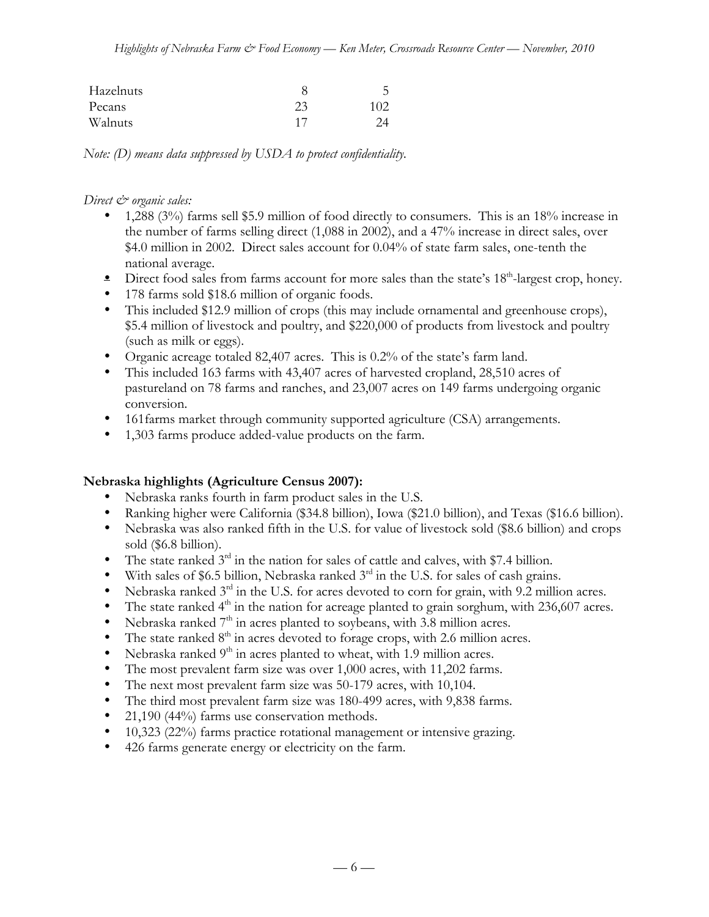| | | |
|---|---|---|
| Hazelnuts | 8 | 5 |
| Pecans | 23 | 102 |
| Walnuts | 17 | 24 |

*Note: (D) means data suppressed by USDA to protect confidentiality.*

*Direct & organic sales:*

- 1,288 (3%) farms sell $5.9 million of food directly to consumers. This is an 18% increase in the number of farms selling direct (1,088 in 2002), and a 47% increase in direct sales, over $4.0 million in 2002. Direct sales account for 0.04% of state farm sales, one-tenth the national average.
- Direct food sales from farms account for more sales than the state's 18th-largest crop, honey.
- 178 farms sold $18.6 million of organic foods.
- This included $12.9 million of crops (this may include ornamental and greenhouse crops), $5.4 million of livestock and poultry, and $220,000 of products from livestock and poultry (such as milk or eggs).
- Organic acreage totaled 82,407 acres. This is 0.2% of the state's farm land.
- This included 163 farms with 43,407 acres of harvested cropland, 28,510 acres of pastureland on 78 farms and ranches, and 23,007 acres on 149 farms undergoing organic conversion.
- 161farms market through community supported agriculture (CSA) arrangements.
- 1,303 farms produce added-value products on the farm.

**Nebraska highlights (Agriculture Census 2007):**

- Nebraska ranks fourth in farm product sales in the U.S.
- Ranking higher were California ($34.8 billion), Iowa ($21.0 billion), and Texas ($16.6 billion).
- Nebraska was also ranked fifth in the U.S. for value of livestock sold ($8.6 billion) and crops sold ($6.8 billion).
- The state ranked 3rd in the nation for sales of cattle and calves, with $7.4 billion.
- With sales of $6.5 billion, Nebraska ranked 3rd in the U.S. for sales of cash grains.
- Nebraska ranked 3rd in the U.S. for acres devoted to corn for grain, with 9.2 million acres.
- The state ranked 4th in the nation for acreage planted to grain sorghum, with 236,607 acres.
- Nebraska ranked 7th in acres planted to soybeans, with 3.8 million acres.
- The state ranked 8th in acres devoted to forage crops, with 2.6 million acres.
- Nebraska ranked 9th in acres planted to wheat, with 1.9 million acres.
- The most prevalent farm size was over 1,000 acres, with 11,202 farms.
- The next most prevalent farm size was 50-179 acres, with 10,104.
- The third most prevalent farm size was 180-499 acres, with 9,838 farms.
- 21,190 (44%) farms use conservation methods.
- 10,323 (22%) farms practice rotational management or intensive grazing.
- 426 farms generate energy or electricity on the farm.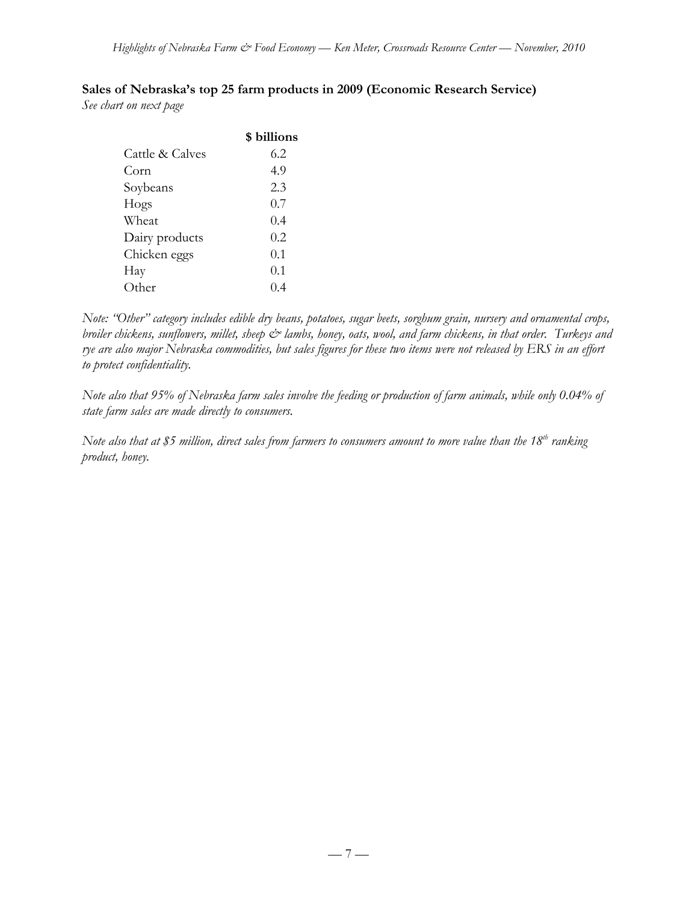**Sales of Nebraska's top 25 farm products in 2009 (Economic Research Service)**

*See chart on next page*

| | $ billions |
|---|---|
| Cattle & Calves | 6.2 |
| Corn | 4.9 |
| Soybeans | 2.3 |
| Hogs | 0.7 |
| Wheat | 0.4 |
| Dairy products | 0.2 |
| Chicken eggs | 0.1 |
| Hay | 0.1 |
| Other | 0.4 |

*Note: "Other" category includes edible dry beans, potatoes, sugar beets, sorghum grain, nursery and ornamental crops, broiler chickens, sunflowers, millet, sheep & lambs, honey, oats, wool, and farm chickens, in that order. Turkeys and rye are also major Nebraska commodities, but sales figures for these two items were not released by ERS in an effort to protect confidentiality.*

*Note also that 95% of Nebraska farm sales involve the feeding or production of farm animals, while only 0.04% of state farm sales are made directly to consumers.*

*Note also that at $5 million, direct sales from farmers to consumers amount to more value than the 18th ranking product, honey.*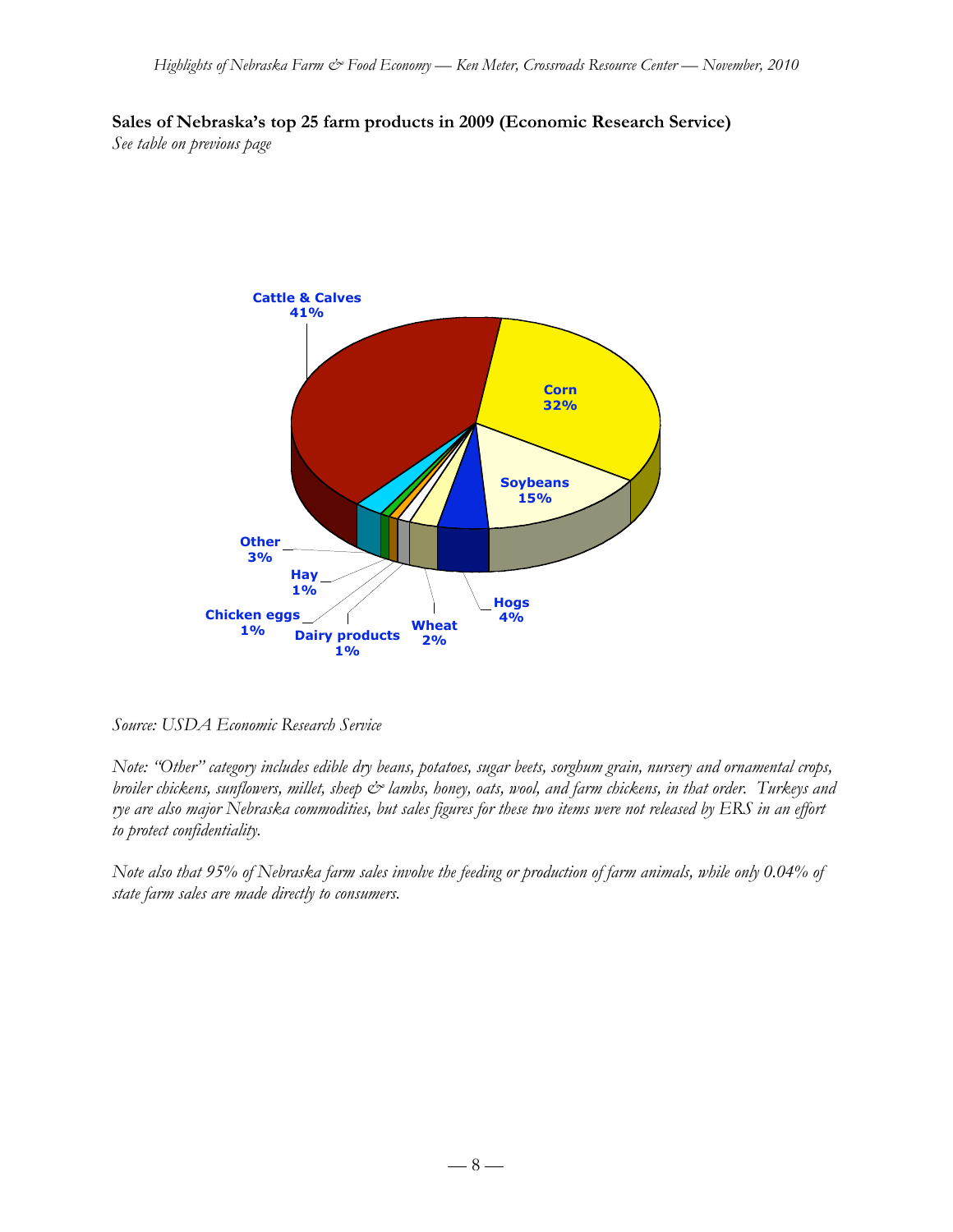**Sales of Nebraska's top 25 farm products in 2009 (Economic Research Service)**
*See table on previous page*

Cattle & Calves 41%
Corn 32%
Soybeans 15%
Hogs 4%
Wheat 2%
Dairy products 1%
Chicken eggs 1%
Hay 1%
Other 3%

*Source: USDA Economic Research Service*

*Note: "Other" category includes edible dry beans, potatoes, sugar beets, sorghum grain, nursery and ornamental crops, broiler chickens, sunflowers, millet, sheep & lambs, honey, oats, wool, and farm chickens, in that order. Turkeys and rye are also major Nebraska commodities, but sales figures for these two items were not released by ERS in an effort to protect confidentiality.*

*Note also that 95% of Nebraska farm sales involve the feeding or production of farm animals, while only 0.04% of state farm sales are made directly to consumers.*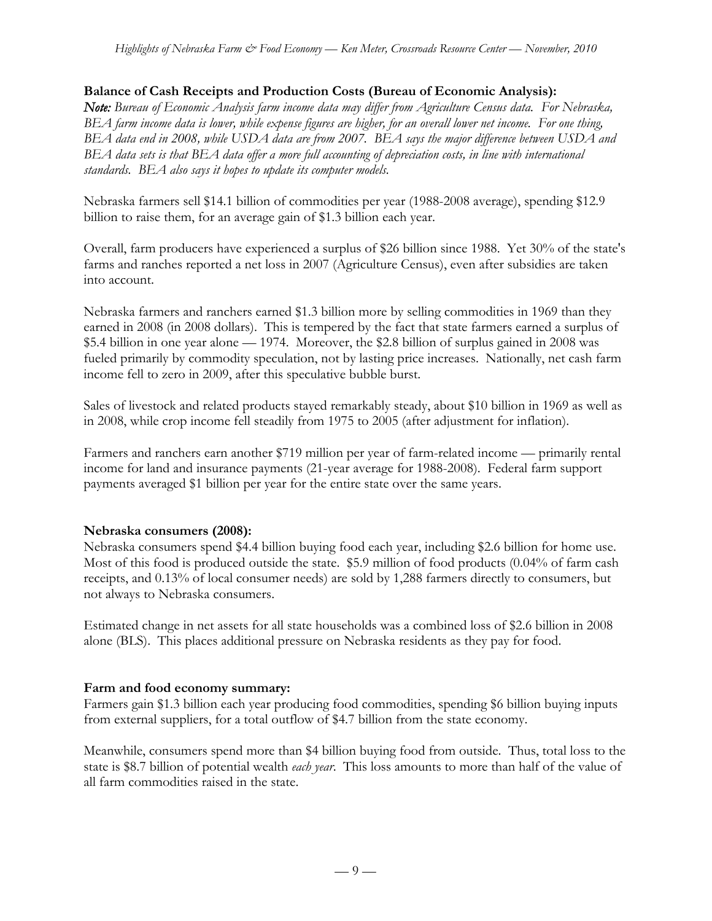**Balance of Cash Receipts and Production Costs (Bureau of Economic Analysis):**

***Note:*** *Bureau of Economic Analysis farm income data may differ from Agriculture Census data. For Nebraska, BEA farm income data is lower, while expense figures are higher, for an overall lower net income. For one thing, BEA data end in 2008, while USDA data are from 2007. BEA says the major difference between USDA and BEA data sets is that BEA data offer a more full accounting of depreciation costs, in line with international standards. BEA also says it hopes to update its computer models.*

Nebraska farmers sell $14.1 billion of commodities per year (1988-2008 average), spending $12.9 billion to raise them, for an average gain of $1.3 billion each year.

Overall, farm producers have experienced a surplus of $26 billion since 1988. Yet 30% of the state's farms and ranches reported a net loss in 2007 (Agriculture Census), even after subsidies are taken into account.

Nebraska farmers and ranchers earned $1.3 billion more by selling commodities in 1969 than they earned in 2008 (in 2008 dollars). This is tempered by the fact that state farmers earned a surplus of $5.4 billion in one year alone — 1974. Moreover, the $2.8 billion of surplus gained in 2008 was fueled primarily by commodity speculation, not by lasting price increases. Nationally, net cash farm income fell to zero in 2009, after this speculative bubble burst.

Sales of livestock and related products stayed remarkably steady, about $10 billion in 1969 as well as in 2008, while crop income fell steadily from 1975 to 2005 (after adjustment for inflation).

Farmers and ranchers earn another $719 million per year of farm-related income — primarily rental income for land and insurance payments (21-year average for 1988-2008). Federal farm support payments averaged $1 billion per year for the entire state over the same years.

**Nebraska consumers (2008):**

Nebraska consumers spend $4.4 billion buying food each year, including $2.6 billion for home use. Most of this food is produced outside the state. $5.9 million of food products (0.04% of farm cash receipts, and 0.13% of local consumer needs) are sold by 1,288 farmers directly to consumers, but not always to Nebraska consumers.

Estimated change in net assets for all state households was a combined loss of $2.6 billion in 2008 alone (BLS). This places additional pressure on Nebraska residents as they pay for food.

**Farm and food economy summary:**

Farmers gain $1.3 billion each year producing food commodities, spending $6 billion buying inputs from external suppliers, for a total outflow of $4.7 billion from the state economy.

Meanwhile, consumers spend more than $4 billion buying food from outside. Thus, total loss to the state is $8.7 billion of potential wealth *each year*. This loss amounts to more than half of the value of all farm commodities raised in the state.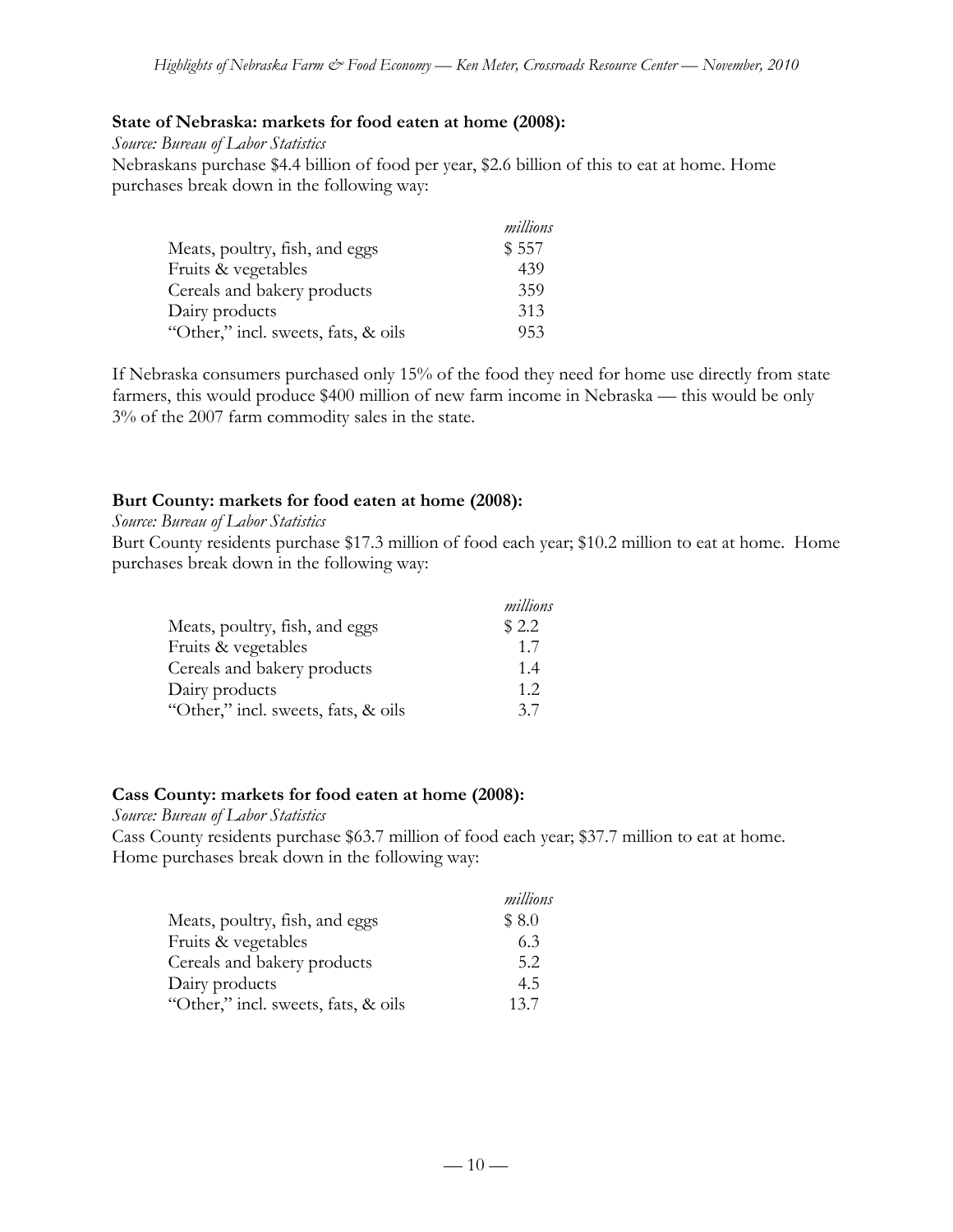**State of Nebraska: markets for food eaten at home (2008):**

*Source: Bureau of Labor Statistics*

Nebraskans purchase $4.4 billion of food per year, $2.6 billion of this to eat at home. Home purchases break down in the following way:

| | *millions* |
|---|---|
| Meats, poultry, fish, and eggs | $ 557 |
| Fruits & vegetables | 439 |
| Cereals and bakery products | 359 |
| Dairy products | 313 |
| "Other," incl. sweets, fats, & oils | 953 |

If Nebraska consumers purchased only 15% of the food they need for home use directly from state farmers, this would produce $400 million of new farm income in Nebraska — this would be only 3% of the 2007 farm commodity sales in the state.

**Burt County: markets for food eaten at home (2008):**

*Source: Bureau of Labor Statistics*

Burt County residents purchase $17.3 million of food each year; $10.2 million to eat at home. Home purchases break down in the following way:

| | *millions* |
|---|---|
| Meats, poultry, fish, and eggs | $ 2.2 |
| Fruits & vegetables | 1.7 |
| Cereals and bakery products | 1.4 |
| Dairy products | 1.2 |
| "Other," incl. sweets, fats, & oils | 3.7 |

**Cass County: markets for food eaten at home (2008):**

*Source: Bureau of Labor Statistics*

Cass County residents purchase $63.7 million of food each year; $37.7 million to eat at home. Home purchases break down in the following way:

| | *millions* |
|---|---|
| Meats, poultry, fish, and eggs | $ 8.0 |
| Fruits & vegetables | 6.3 |
| Cereals and bakery products | 5.2 |
| Dairy products | 4.5 |
| "Other," incl. sweets, fats, & oils | 13.7 |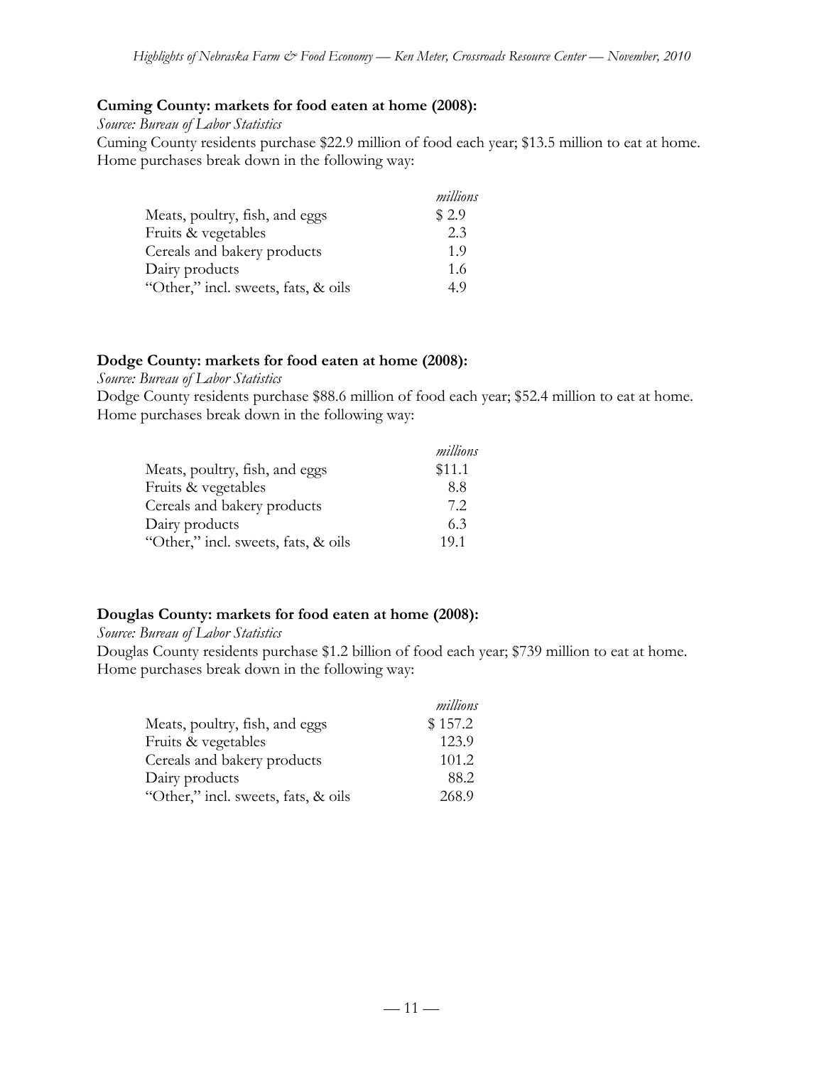**Cuming County: markets for food eaten at home (2008):**

*Source: Bureau of Labor Statistics*

Cuming County residents purchase $22.9 million of food each year; $13.5 million to eat at home. Home purchases break down in the following way:

| | *millions* |
|---|---|
| Meats, poultry, fish, and eggs | $ 2.9 |
| Fruits & vegetables | 2.3 |
| Cereals and bakery products | 1.9 |
| Dairy products | 1.6 |
| "Other," incl. sweets, fats, & oils | 4.9 |

**Dodge County: markets for food eaten at home (2008):**

*Source: Bureau of Labor Statistics*

Dodge County residents purchase $88.6 million of food each year; $52.4 million to eat at home. Home purchases break down in the following way:

| | *millions* |
|---|---|
| Meats, poultry, fish, and eggs | $11.1 |
| Fruits & vegetables | 8.8 |
| Cereals and bakery products | 7.2 |
| Dairy products | 6.3 |
| "Other," incl. sweets, fats, & oils | 19.1 |

**Douglas County: markets for food eaten at home (2008):**

*Source: Bureau of Labor Statistics*

Douglas County residents purchase $1.2 billion of food each year; $739 million to eat at home. Home purchases break down in the following way:

| | *millions* |
|---|---|
| Meats, poultry, fish, and eggs | $ 157.2 |
| Fruits & vegetables | 123.9 |
| Cereals and bakery products | 101.2 |
| Dairy products | 88.2 |
| "Other," incl. sweets, fats, & oils | 268.9 |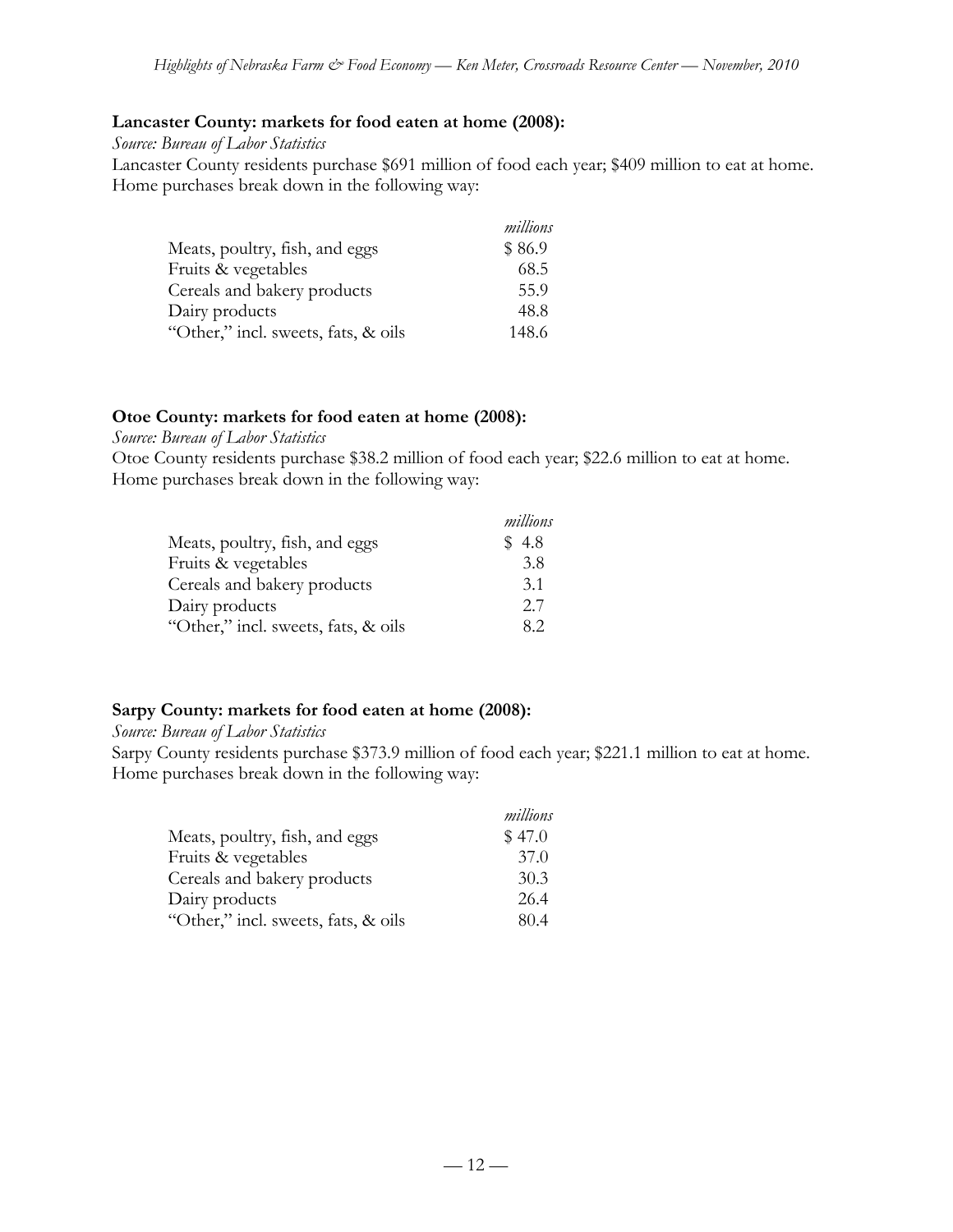**Lancaster County: markets for food eaten at home (2008):**

*Source: Bureau of Labor Statistics*

Lancaster County residents purchase $691 million of food each year; $409 million to eat at home. Home purchases break down in the following way:

| | *millions* |
|---|---|
| Meats, poultry, fish, and eggs | $ 86.9 |
| Fruits & vegetables | 68.5 |
| Cereals and bakery products | 55.9 |
| Dairy products | 48.8 |
| "Other," incl. sweets, fats, & oils | 148.6 |

**Otoe County: markets for food eaten at home (2008):**

*Source: Bureau of Labor Statistics*

Otoe County residents purchase $38.2 million of food each year; $22.6 million to eat at home. Home purchases break down in the following way:

| | *millions* |
|---|---|
| Meats, poultry, fish, and eggs | $ 4.8 |
| Fruits & vegetables | 3.8 |
| Cereals and bakery products | 3.1 |
| Dairy products | 2.7 |
| "Other," incl. sweets, fats, & oils | 8.2 |

**Sarpy County: markets for food eaten at home (2008):**

*Source: Bureau of Labor Statistics*

Sarpy County residents purchase $373.9 million of food each year; $221.1 million to eat at home. Home purchases break down in the following way:

| | *millions* |
|---|---|
| Meats, poultry, fish, and eggs | $ 47.0 |
| Fruits & vegetables | 37.0 |
| Cereals and bakery products | 30.3 |
| Dairy products | 26.4 |
| "Other," incl. sweets, fats, & oils | 80.4 |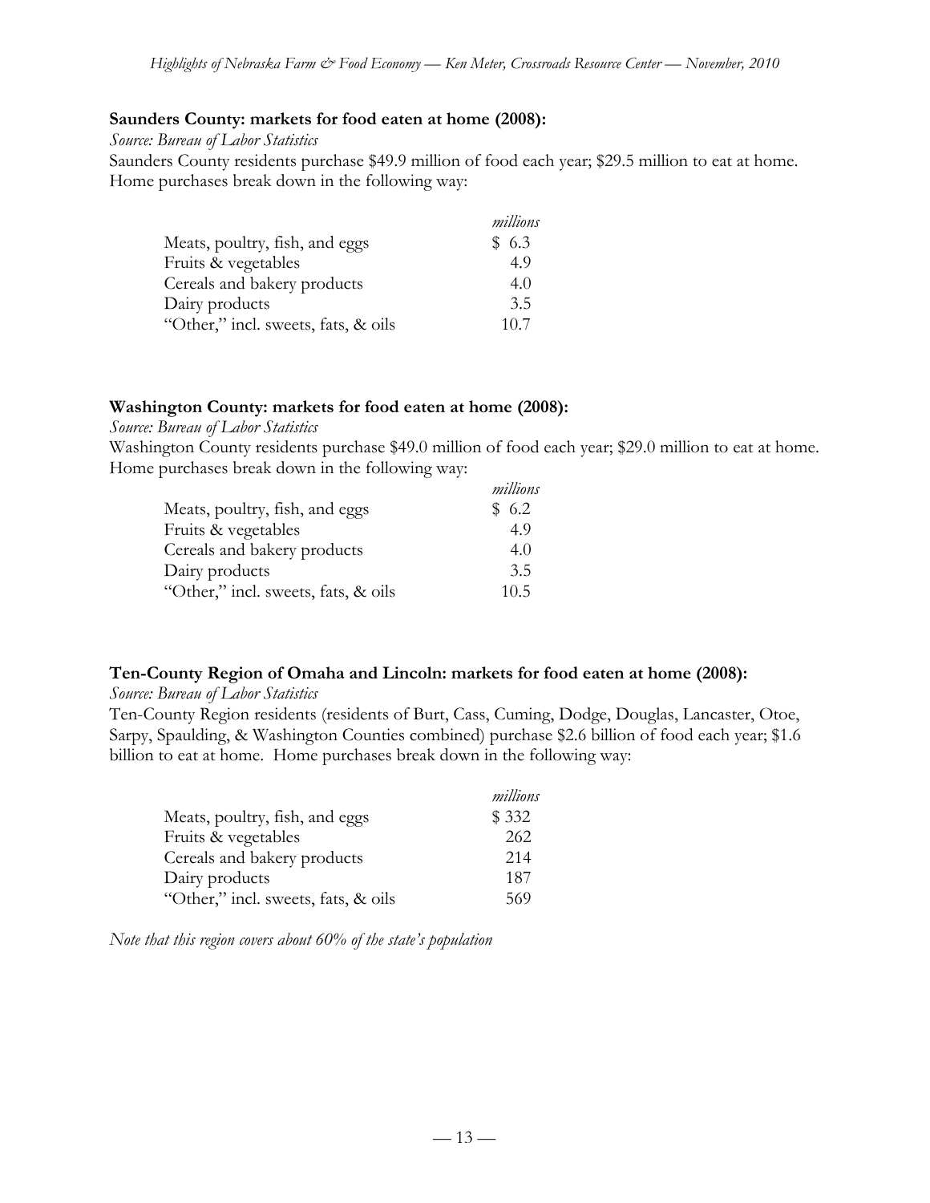**Saunders County: markets for food eaten at home (2008):**

*Source: Bureau of Labor Statistics*

Saunders County residents purchase $49.9 million of food each year; $29.5 million to eat at home. Home purchases break down in the following way:

| | *millions* |
|---|---|
| Meats, poultry, fish, and eggs | $ 6.3 |
| Fruits & vegetables | 4.9 |
| Cereals and bakery products | 4.0 |
| Dairy products | 3.5 |
| "Other," incl. sweets, fats, & oils | 10.7 |

**Washington County: markets for food eaten at home (2008):**

*Source: Bureau of Labor Statistics*

Washington County residents purchase $49.0 million of food each year; $29.0 million to eat at home. Home purchases break down in the following way:

| | *millions* |
|---|---|
| Meats, poultry, fish, and eggs | $ 6.2 |
| Fruits & vegetables | 4.9 |
| Cereals and bakery products | 4.0 |
| Dairy products | 3.5 |
| "Other," incl. sweets, fats, & oils | 10.5 |

**Ten-County Region of Omaha and Lincoln: markets for food eaten at home (2008):**

*Source: Bureau of Labor Statistics*

Ten-County Region residents (residents of Burt, Cass, Cuming, Dodge, Douglas, Lancaster, Otoe, Sarpy, Spaulding, & Washington Counties combined) purchase $2.6 billion of food each year; $1.6 billion to eat at home. Home purchases break down in the following way:

| | *millions* |
|---|---|
| Meats, poultry, fish, and eggs | $ 332 |
| Fruits & vegetables | 262 |
| Cereals and bakery products | 214 |
| Dairy products | 187 |
| "Other," incl. sweets, fats, & oils | 569 |

*Note that this region covers about 60% of the state's population*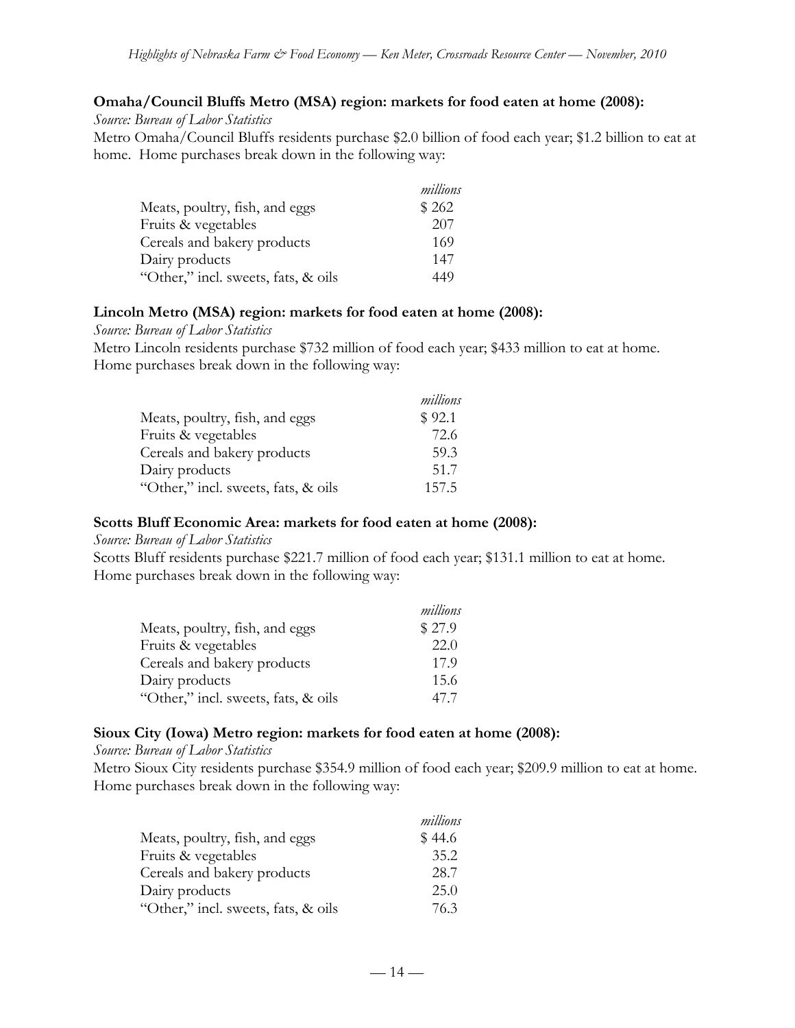**Omaha/Council Bluffs Metro (MSA) region: markets for food eaten at home (2008):**

*Source: Bureau of Labor Statistics*

Metro Omaha/Council Bluffs residents purchase $2.0 billion of food each year; $1.2 billion to eat at home. Home purchases break down in the following way:

| | *millions* |
|---|---|
| Meats, poultry, fish, and eggs | $ 262 |
| Fruits & vegetables | 207 |
| Cereals and bakery products | 169 |
| Dairy products | 147 |
| "Other," incl. sweets, fats, & oils | 449 |

**Lincoln Metro (MSA) region: markets for food eaten at home (2008):**

*Source: Bureau of Labor Statistics*

Metro Lincoln residents purchase $732 million of food each year; $433 million to eat at home. Home purchases break down in the following way:

| | *millions* |
|---|---|
| Meats, poultry, fish, and eggs | $ 92.1 |
| Fruits & vegetables | 72.6 |
| Cereals and bakery products | 59.3 |
| Dairy products | 51.7 |
| "Other," incl. sweets, fats, & oils | 157.5 |

**Scotts Bluff Economic Area: markets for food eaten at home (2008):**

*Source: Bureau of Labor Statistics*

Scotts Bluff residents purchase $221.7 million of food each year; $131.1 million to eat at home. Home purchases break down in the following way:

| | *millions* |
|---|---|
| Meats, poultry, fish, and eggs | $ 27.9 |
| Fruits & vegetables | 22.0 |
| Cereals and bakery products | 17.9 |
| Dairy products | 15.6 |
| "Other," incl. sweets, fats, & oils | 47.7 |

**Sioux City (Iowa) Metro region: markets for food eaten at home (2008):**

*Source: Bureau of Labor Statistics*

Metro Sioux City residents purchase $354.9 million of food each year; $209.9 million to eat at home. Home purchases break down in the following way:

| | *millions* |
|---|---|
| Meats, poultry, fish, and eggs | $ 44.6 |
| Fruits & vegetables | 35.2 |
| Cereals and bakery products | 28.7 |
| Dairy products | 25.0 |
| "Other," incl. sweets, fats, & oils | 76.3 |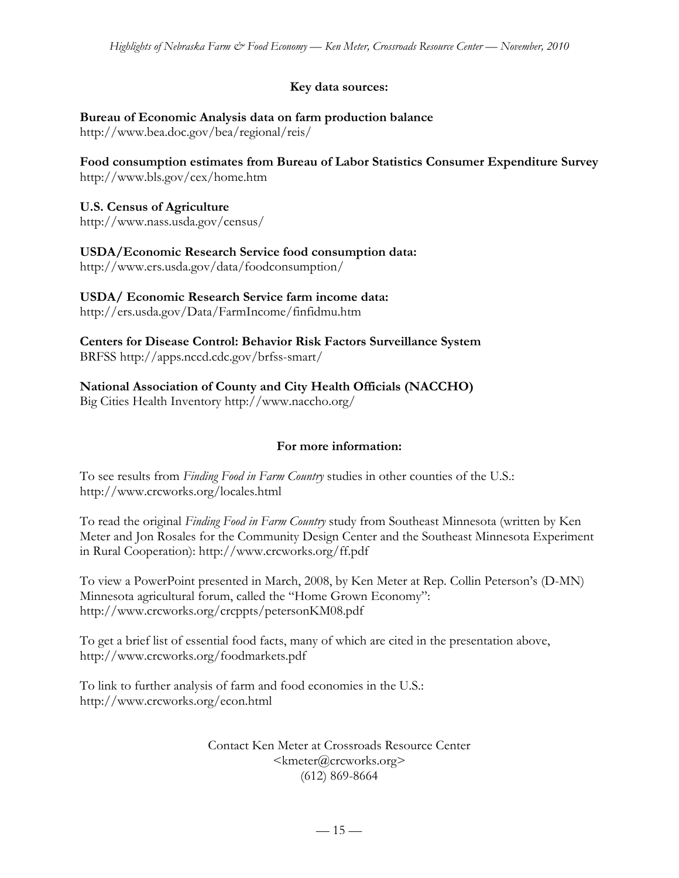### Key data sources:

**Bureau of Economic Analysis data on farm production balance**
http://www.bea.doc.gov/bea/regional/reis/

**Food consumption estimates from Bureau of Labor Statistics Consumer Expenditure Survey**
http://www.bls.gov/cex/home.htm

**U.S. Census of Agriculture**
http://www.nass.usda.gov/census/

**USDA/Economic Research Service food consumption data:**
http://www.ers.usda.gov/data/foodconsumption/

**USDA/ Economic Research Service farm income data:**
http://ers.usda.gov/Data/FarmIncome/finfidmu.htm

**Centers for Disease Control: Behavior Risk Factors Surveillance System**
BRFSS http://apps.nccd.cdc.gov/brfss-smart/

**National Association of County and City Health Officials (NACCHO)**
Big Cities Health Inventory http://www.naccho.org/

### For more information:

To see results from *Finding Food in Farm Country* studies in other counties of the U.S.:
http://www.crcworks.org/locales.html

To read the original *Finding Food in Farm Country* study from Southeast Minnesota (written by Ken Meter and Jon Rosales for the Community Design Center and the Southeast Minnesota Experiment in Rural Cooperation): http://www.crcworks.org/ff.pdf

To view a PowerPoint presented in March, 2008, by Ken Meter at Rep. Collin Peterson's (D-MN) Minnesota agricultural forum, called the "Home Grown Economy":
http://www.crcworks.org/crcppts/petersonKM08.pdf

To get a brief list of essential food facts, many of which are cited in the presentation above,
http://www.crcworks.org/foodmarkets.pdf

To link to further analysis of farm and food economies in the U.S.:
http://www.crcworks.org/econ.html

Contact Ken Meter at Crossroads Resource Center
<kmeter@crcworks.org>
(612) 869-8664